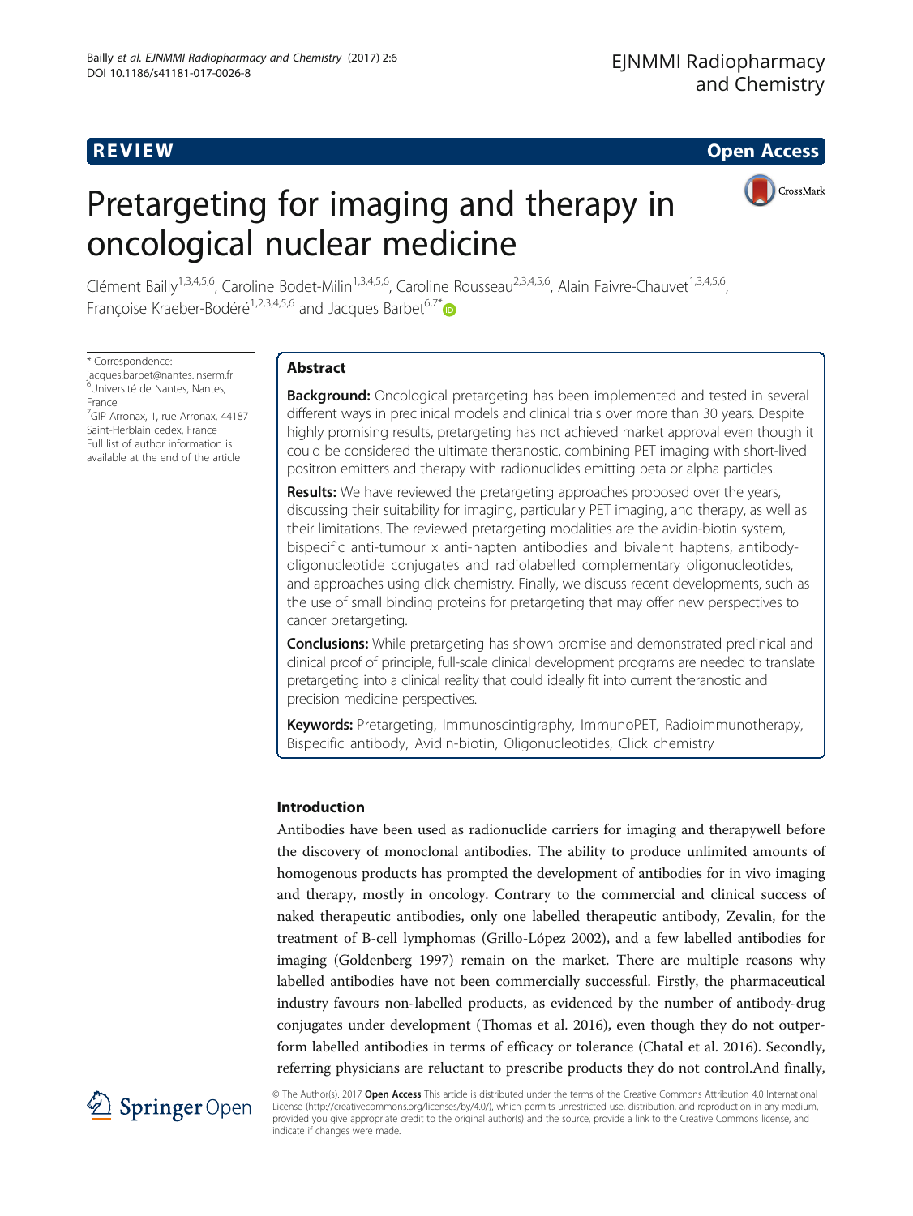REVIEW

Open Access

# Pretargeting for imaging and therapy in oncological nuclear medicine

Clément Bailly[1,3,4,5,6], Caroline Bodet-Milin[1,3,4,5,6], Caroline Rousseau[2,3,4,5,6], Alain Faivre-Chauvet[1,3,4,5,6], Françoise Kraeber-Bodéré[1,2,3,4,5,6] and Jacques Barbet[6,7*]

\* Correspondence: jacques.barbet@nantes.inserm.fr
[6]Université de Nantes, Nantes, France
[7]GIP Arronax, 1, rue Arronax, 44187 Saint-Herblain cedex, France
Full list of author information is available at the end of the article

## Abstract

**Background:** Oncological pretargeting has been implemented and tested in several different ways in preclinical models and clinical trials over more than 30 years. Despite highly promising results, pretargeting has not achieved market approval even though it could be considered the ultimate theranostic, combining PET imaging with short-lived positron emitters and therapy with radionuclides emitting beta or alpha particles.

**Results:** We have reviewed the pretargeting approaches proposed over the years, discussing their suitability for imaging, particularly PET imaging, and therapy, as well as their limitations. The reviewed pretargeting modalities are the avidin-biotin system, bispecific anti-tumour x anti-hapten antibodies and bivalent haptens, antibody-oligonucleotide conjugates and radiolabelled complementary oligonucleotides, and approaches using click chemistry. Finally, we discuss recent developments, such as the use of small binding proteins for pretargeting that may offer new perspectives to cancer pretargeting.

**Conclusions:** While pretargeting has shown promise and demonstrated preclinical and clinical proof of principle, full-scale clinical development programs are needed to translate pretargeting into a clinical reality that could ideally fit into current theranostic and precision medicine perspectives.

**Keywords:** Pretargeting, Immunoscintigraphy, ImmunoPET, Radioimmunotherapy, Bispecific antibody, Avidin-biotin, Oligonucleotides, Click chemistry

## Introduction

Antibodies have been used as radionuclide carriers for imaging and therapywell before the discovery of monoclonal antibodies. The ability to produce unlimited amounts of homogenous products has prompted the development of antibodies for in vivo imaging and therapy, mostly in oncology. Contrary to the commercial and clinical success of naked therapeutic antibodies, only one labelled therapeutic antibody, Zevalin, for the treatment of B-cell lymphomas (Grillo-López 2002), and a few labelled antibodies for imaging (Goldenberg 1997) remain on the market. There are multiple reasons why labelled antibodies have not been commercially successful. Firstly, the pharmaceutical industry favours non-labelled products, as evidenced by the number of antibody-drug conjugates under development (Thomas et al. 2016), even though they do not outperform labelled antibodies in terms of efficacy or tolerance (Chatal et al. 2016). Secondly, referring physicians are reluctant to prescribe products they do not control.And finally,

© The Author(s). 2017 **Open Access** This article is distributed under the terms of the Creative Commons Attribution 4.0 International License (http://creativecommons.org/licenses/by/4.0/), which permits unrestricted use, distribution, and reproduction in any medium, provided you give appropriate credit to the original author(s) and the source, provide a link to the Creative Commons license, and indicate if changes were made.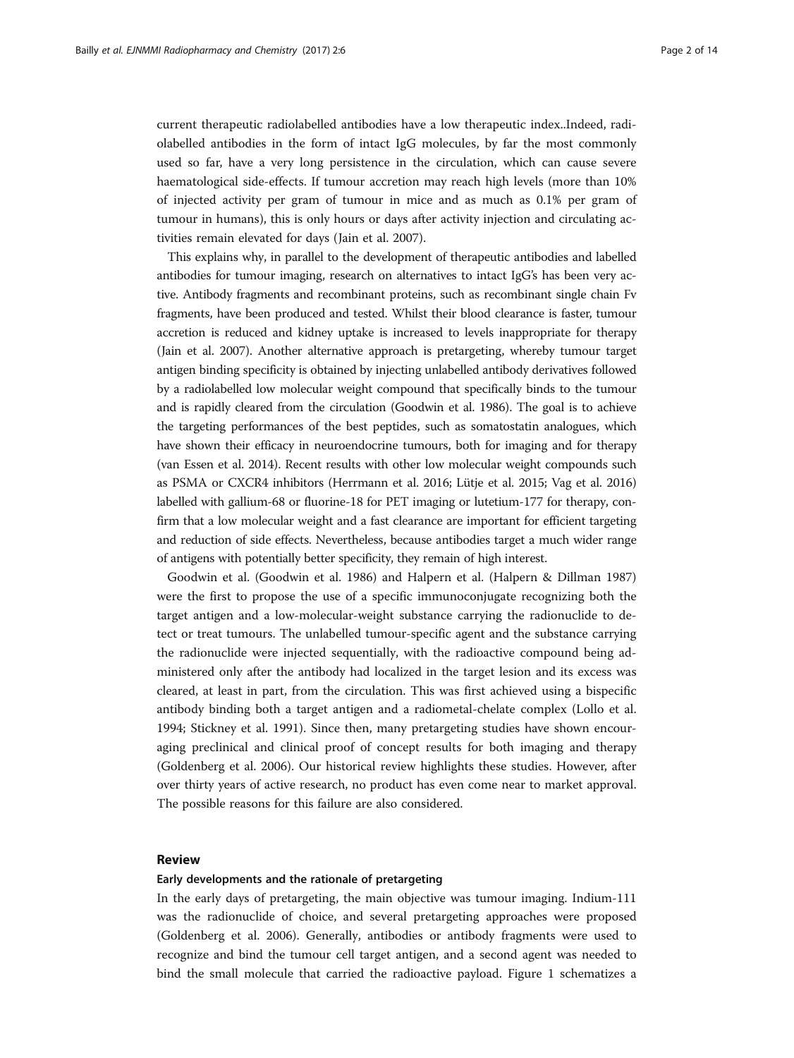current therapeutic radiolabelled antibodies have a low therapeutic index..Indeed, radiolabelled antibodies in the form of intact IgG molecules, by far the most commonly used so far, have a very long persistence in the circulation, which can cause severe haematological side-effects. If tumour accretion may reach high levels (more than 10% of injected activity per gram of tumour in mice and as much as 0.1% per gram of tumour in humans), this is only hours or days after activity injection and circulating activities remain elevated for days (Jain et al. 2007).

This explains why, in parallel to the development of therapeutic antibodies and labelled antibodies for tumour imaging, research on alternatives to intact IgG's has been very active. Antibody fragments and recombinant proteins, such as recombinant single chain Fv fragments, have been produced and tested. Whilst their blood clearance is faster, tumour accretion is reduced and kidney uptake is increased to levels inappropriate for therapy (Jain et al. 2007). Another alternative approach is pretargeting, whereby tumour target antigen binding specificity is obtained by injecting unlabelled antibody derivatives followed by a radiolabelled low molecular weight compound that specifically binds to the tumour and is rapidly cleared from the circulation (Goodwin et al. 1986). The goal is to achieve the targeting performances of the best peptides, such as somatostatin analogues, which have shown their efficacy in neuroendocrine tumours, both for imaging and for therapy (van Essen et al. 2014). Recent results with other low molecular weight compounds such as PSMA or CXCR4 inhibitors (Herrmann et al. 2016; Lütje et al. 2015; Vag et al. 2016) labelled with gallium-68 or fluorine-18 for PET imaging or lutetium-177 for therapy, confirm that a low molecular weight and a fast clearance are important for efficient targeting and reduction of side effects. Nevertheless, because antibodies target a much wider range of antigens with potentially better specificity, they remain of high interest.

Goodwin et al. (Goodwin et al. 1986) and Halpern et al. (Halpern & Dillman 1987) were the first to propose the use of a specific immunoconjugate recognizing both the target antigen and a low-molecular-weight substance carrying the radionuclide to detect or treat tumours. The unlabelled tumour-specific agent and the substance carrying the radionuclide were injected sequentially, with the radioactive compound being administered only after the antibody had localized in the target lesion and its excess was cleared, at least in part, from the circulation. This was first achieved using a bispecific antibody binding both a target antigen and a radiometal-chelate complex (Lollo et al. 1994; Stickney et al. 1991). Since then, many pretargeting studies have shown encouraging preclinical and clinical proof of concept results for both imaging and therapy (Goldenberg et al. 2006). Our historical review highlights these studies. However, after over thirty years of active research, no product has even come near to market approval. The possible reasons for this failure are also considered.

## Review

### Early developments and the rationale of pretargeting

In the early days of pretargeting, the main objective was tumour imaging. Indium-111 was the radionuclide of choice, and several pretargeting approaches were proposed (Goldenberg et al. 2006). Generally, antibodies or antibody fragments were used to recognize and bind the tumour cell target antigen, and a second agent was needed to bind the small molecule that carried the radioactive payload. Figure 1 schematizes a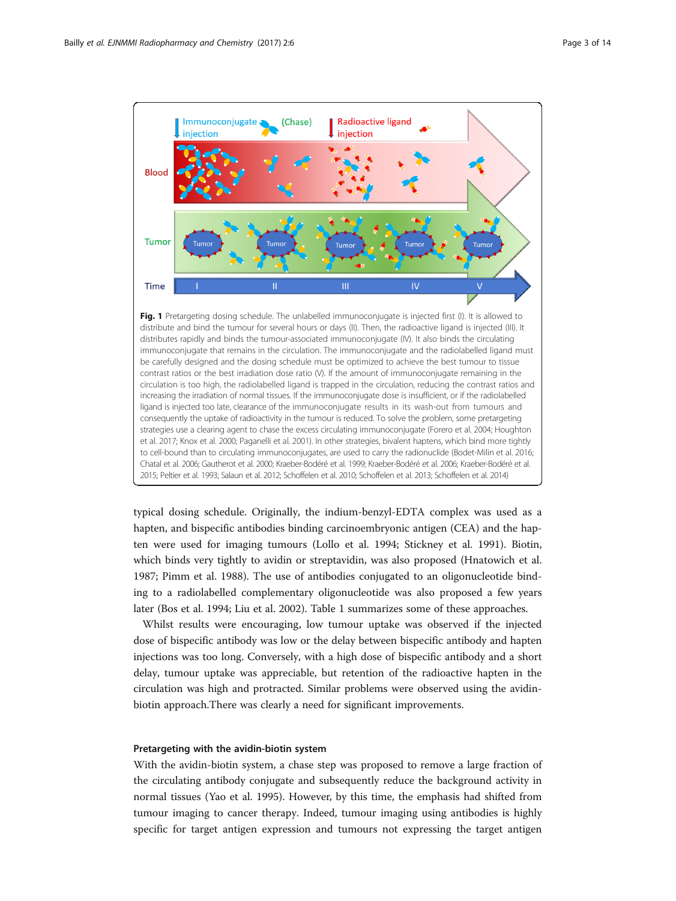Fig. 1 Pretargeting dosing schedule. The unlabelled immunoconjugate is injected first (I). It is allowed to distribute and bind the tumour for several hours or days (II). Then, the radioactive ligand is injected (III). It distributes rapidly and binds the tumour-associated immunoconjugate (IV). It also binds the circulating immunoconjugate that remains in the circulation. The immunoconjugate and the radiolabelled ligand must be carefully designed and the dosing schedule must be optimized to achieve the best tumour to tissue contrast ratios or the best irradiation dose ratio (V). If the amount of immunoconjugate remaining in the circulation is too high, the radiolabelled ligand is trapped in the circulation, reducing the contrast ratios and increasing the irradiation of normal tissues. If the immunoconjugate dose is insufficient, or if the radiolabelled ligand is injected too late, clearance of the immunoconjugate results in its wash-out from tumours and consequently the uptake of radioactivity in the tumour is reduced. To solve the problem, some pretargeting strategies use a clearing agent to chase the excess circulating immunoconjugate (Forero et al. 2004; Houghton et al. 2017; Knox et al. 2000; Paganelli et al. 2001). In other strategies, bivalent haptens, which bind more tightly to cell-bound than to circulating immunoconjugates, are used to carry the radionuclide (Bodet-Milin et al. 2016; Chatal et al. 2006; Gautherot et al. 2000; Kraeber-Bodéré et al. 1999; Kraeber-Bodéré et al. 2006; Kraeber-Bodéré et al. 2015; Peltier et al. 1993; Salaun et al. 2012; Schoffelen et al. 2010; Schoffelen et al. 2013; Schoffelen et al. 2014)

typical dosing schedule. Originally, the indium-benzyl-EDTA complex was used as a hapten, and bispecific antibodies binding carcinoembryonic antigen (CEA) and the hapten were used for imaging tumours (Lollo et al. 1994; Stickney et al. 1991). Biotin, which binds very tightly to avidin or streptavidin, was also proposed (Hnatowich et al. 1987; Pimm et al. 1988). The use of antibodies conjugated to an oligonucleotide binding to a radiolabelled complementary oligonucleotide was also proposed a few years later (Bos et al. 1994; Liu et al. 2002). Table 1 summarizes some of these approaches.

Whilst results were encouraging, low tumour uptake was observed if the injected dose of bispecific antibody was low or the delay between bispecific antibody and hapten injections was too long. Conversely, with a high dose of bispecific antibody and a short delay, tumour uptake was appreciable, but retention of the radioactive hapten in the circulation was high and protracted. Similar problems were observed using the avidin-biotin approach.There was clearly a need for significant improvements.

### Pretargeting with the avidin-biotin system

With the avidin-biotin system, a chase step was proposed to remove a large fraction of the circulating antibody conjugate and subsequently reduce the background activity in normal tissues (Yao et al. 1995). However, by this time, the emphasis had shifted from tumour imaging to cancer therapy. Indeed, tumour imaging using antibodies is highly specific for target antigen expression and tumours not expressing the target antigen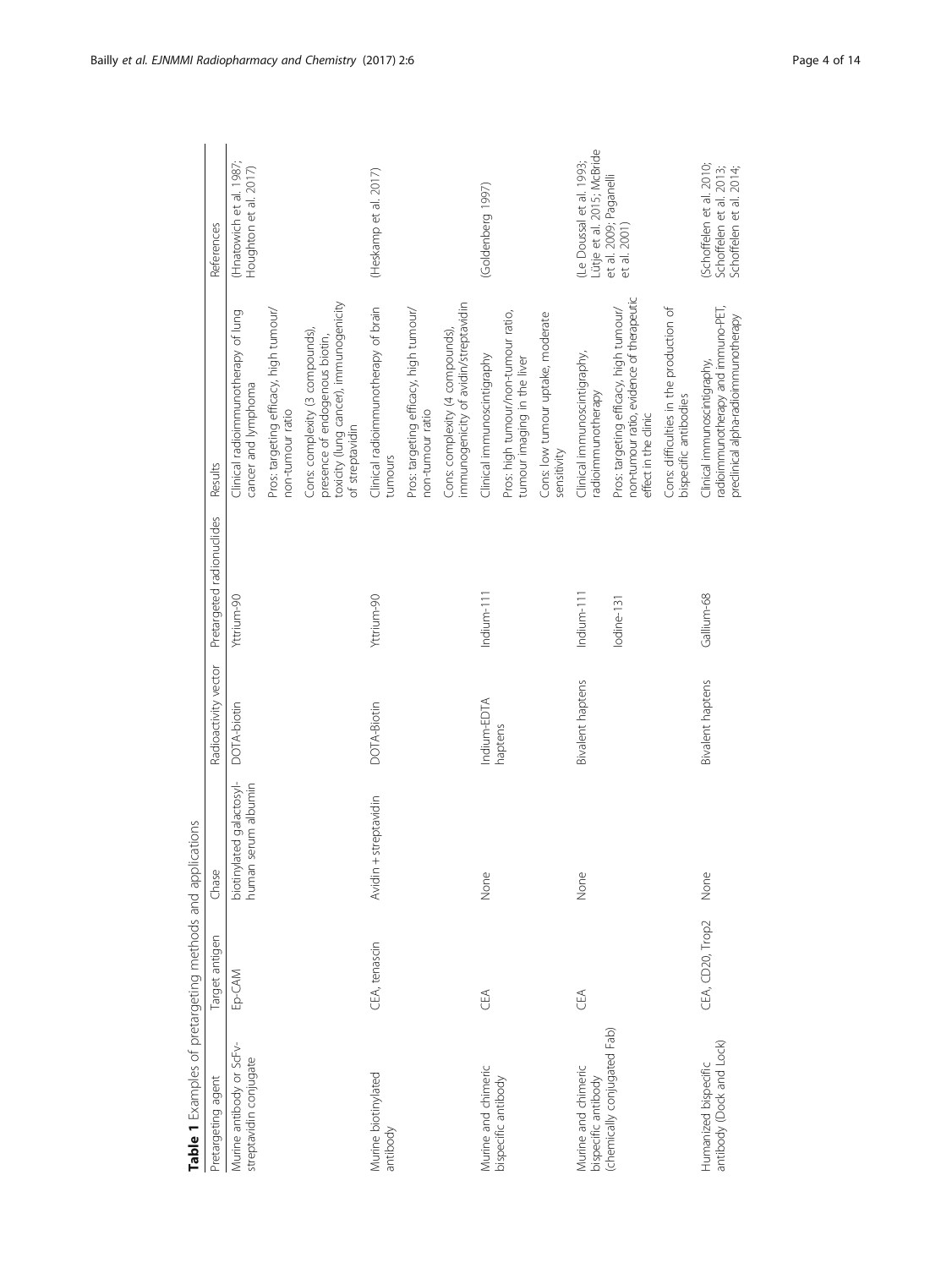**Table 1** Examples of pretargeting methods and applications

| Pretargeting agent | Target antigen | Chase | Radioactivity vector | Pretargeted radionuclides | Results | References |
|---|---|---|---|---|---|---|
| Murine antibody or ScFv-streptavidin conjugate | Ep-CAM | biotinylated galactosyl-human serum albumin | DOTA-biotin | Yttrium-90 | Clinical radioimmunotherapy of lung cancer and lymphoma<br>Pros: targeting efficacy, high tumour/non-tumour ratio<br>Cons: complexity (3 compounds), presence of endogenous biotin, toxicity (lung cancer), immunogenicity of streptavidin | (Hnatowich et al. 1987; Houghton et al. 2017) |
| Murine biotinylated antibody | CEA, tenascin | Avidin + streptavidin | DOTA-Biotin | Yttrium-90 | Clinical radioimmunotherapy of brain tumours<br>Pros: targeting efficacy, high tumour/non-tumour ratio<br>Cons: complexity (4 compounds), immunogenicity of avidin/streptavidin | (Heskamp et al. 2017) |
| Murine and chimeric bispecific antibody | CEA | None | Indium-EDTA haptens | Indium-111 | Clinical immunoscintigraphy<br>Pros: high tumour/non-tumour ratio, tumour imaging in the liver<br>Cons: low tumour uptake, moderate sensitivity | (Goldenberg 1997) |
| Murine and chimeric bispecific antibody (chemically conjugated Fab) | CEA | None | Bivalent haptens | Indium-111<br>Iodine-131 | Clinical immunoscintigraphy, radioimmunotherapy<br>Pros: targeting efficacy, high tumour/non-tumour ratio, evidence of therapeutic effect in the clinic<br>Cons: difficulties in the production of bispecific antibodies | (Le Doussal et al. 1993; Lütje et al. 2015; McBride et al. 2009; Paganelli et al. 2001) |
| Humanized bispecific antibody (Dock and Lock) | CEA, CD20, Trop2 | None | Bivalent haptens | Gallium-68 | Clinical immunoscintigraphy, radioimmunotherapy and immuno-PET, preclinical alpha-radioimmunotherapy | (Schoffelen et al. 2010; Schoffelen et al. 2013; Schoffelen et al. 2014; |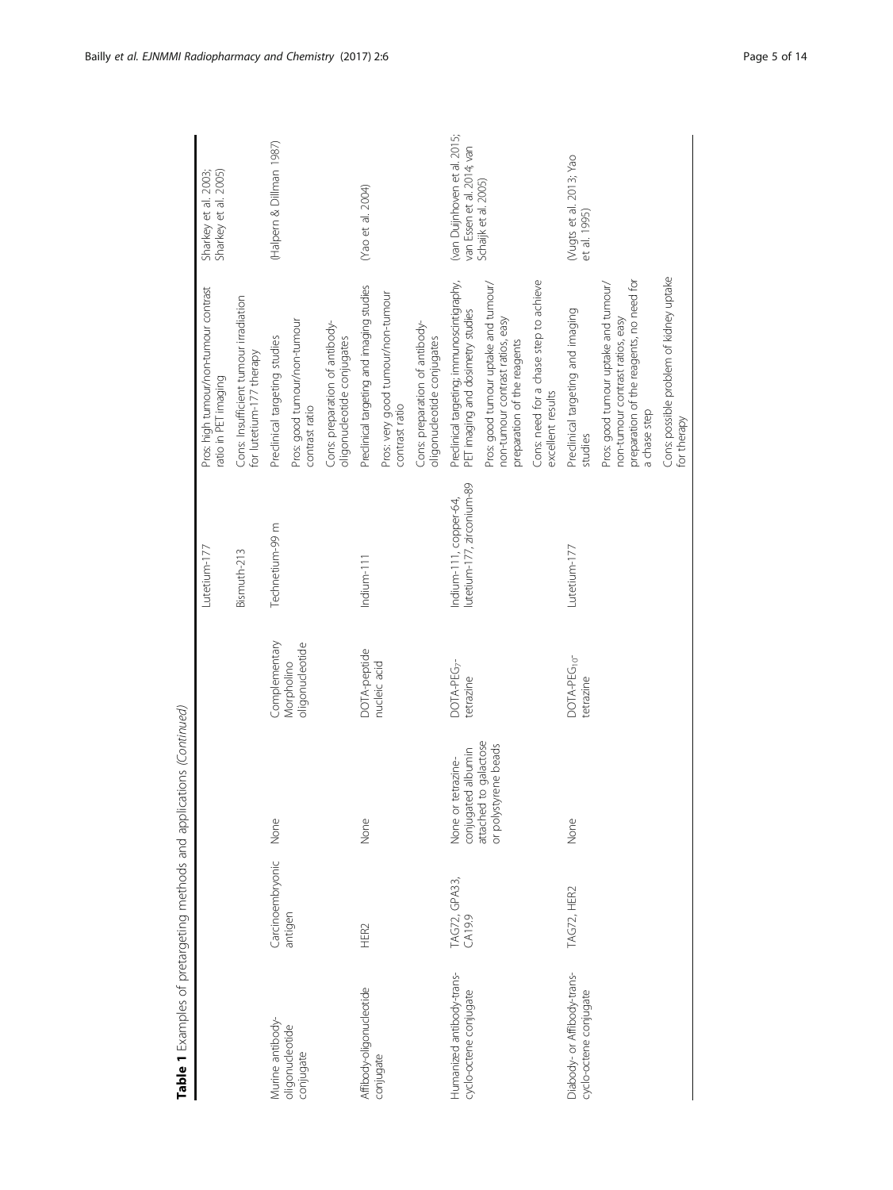**Table 1** Examples of pretargeting methods and applications *(Continued)*

| | | | | | | |
|---|---|---|---|---|---|---|
| | | | | Lutetium-177 | Pros: high tumour/non-tumour contrast ratio in PET imaging | Sharkey et al. 2003; Sharkey et al. 2005) |
| | | | | Bismuth-213 | Cons: Insufficient tumour irradiation for lutetium-177 therapy | |
| Murine antibody-oligonucleotide conjugate | Carcinoembryonic antigen | None | Complementary Morpholino oligonucleotide | Technetium-99 m | Preclinical targeting studies<br>Pros: good tumour/non-tumour contrast ratio<br>Cons: preparation of antibody-oligonucleotide conjugates | (Halpern & Dillman 1987) |
| Affibody-oligonucleotide conjugate | HER2 | None | DOTA-peptide nucleic acid | Indium-111 | Preclinical targeting and imaging studies<br>Pros: very good tumour/non-tumour contrast ratio<br>Cons: preparation of antibody-oligonucleotide conjugates | (Yao et al. 2004) |
| Humanized antibody-trans-cyclo-octene conjugate | TAG72, GPA33, CA19.9 | None or tetrazine-conjugated albumin attached to galactose or polystyrene beads | DOTA-PEG$_7$-tetrazine | Indium-111, copper-64, lutetium-177, zirconium-89 | Preclinical targeting; immunoscintigraphy, PET imaging and dosimetry studies<br>Pros: good tumour uptake and tumour/non-tumour contrast ratios, easy preparation of the reagents<br>Cons: need for a chase step to achieve excellent results | (van Duijnhoven et al. 2015; van Essen et al. 2014; van Schaijk et al. 2005) |
| Diabody- or Affibody-trans-cyclo-octene conjugate | TAG72, HER2 | None | DOTA-PEG$_{10}$-tetrazine | Lutetium-177 | Preclinical targeting and imaging studies<br>Pros: good tumour uptake and tumour/non-tumour contrast ratios, easy preparation of the reagents, no need for a chase step<br>Cons: possible problem of kidney uptake for therapy | (Vugts et al. 2013; Yao et al. 1995) |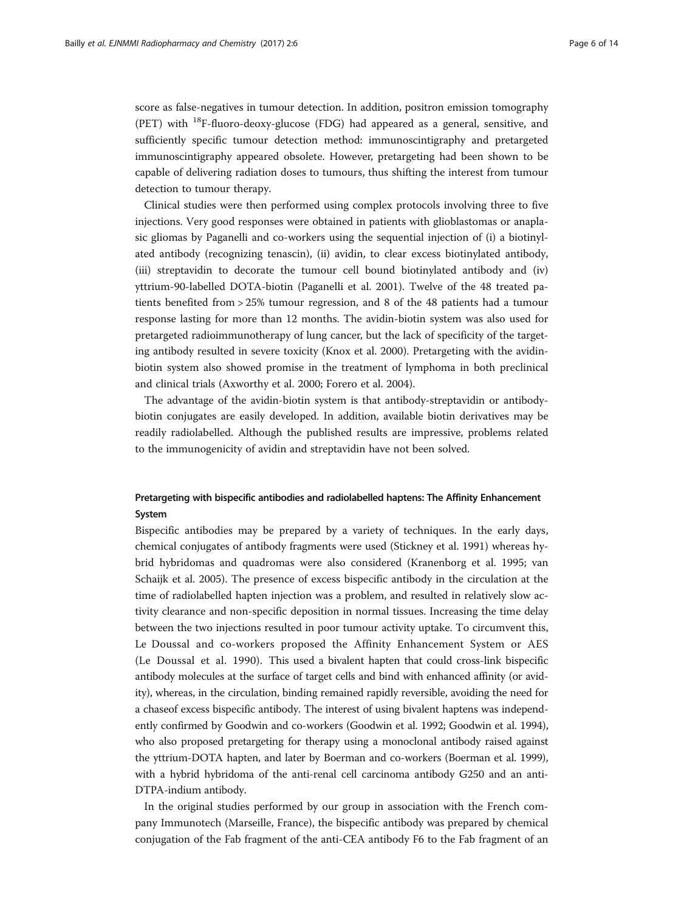score as false-negatives in tumour detection. In addition, positron emission tomography (PET) with $^{18}$F-fluoro-deoxy-glucose (FDG) had appeared as a general, sensitive, and sufficiently specific tumour detection method: immunoscintigraphy and pretargeted immunoscintigraphy appeared obsolete. However, pretargeting had been shown to be capable of delivering radiation doses to tumours, thus shifting the interest from tumour detection to tumour therapy.

Clinical studies were then performed using complex protocols involving three to five injections. Very good responses were obtained in patients with glioblastomas or anaplasic gliomas by Paganelli and co-workers using the sequential injection of (i) a biotinylated antibody (recognizing tenascin), (ii) avidin, to clear excess biotinylated antibody, (iii) streptavidin to decorate the tumour cell bound biotinylated antibody and (iv) yttrium-90-labelled DOTA-biotin (Paganelli et al. 2001). Twelve of the 48 treated patients benefited from > 25% tumour regression, and 8 of the 48 patients had a tumour response lasting for more than 12 months. The avidin-biotin system was also used for pretargeted radioimmunotherapy of lung cancer, but the lack of specificity of the targeting antibody resulted in severe toxicity (Knox et al. 2000). Pretargeting with the avidin-biotin system also showed promise in the treatment of lymphoma in both preclinical and clinical trials (Axworthy et al. 2000; Forero et al. 2004).

The advantage of the avidin-biotin system is that antibody-streptavidin or antibody-biotin conjugates are easily developed. In addition, available biotin derivatives may be readily radiolabelled. Although the published results are impressive, problems related to the immunogenicity of avidin and streptavidin have not been solved.

### Pretargeting with bispecific antibodies and radiolabelled haptens: The Affinity Enhancement System

Bispecific antibodies may be prepared by a variety of techniques. In the early days, chemical conjugates of antibody fragments were used (Stickney et al. 1991) whereas hybrid hybridomas and quadromas were also considered (Kranenborg et al. 1995; van Schaijk et al. 2005). The presence of excess bispecific antibody in the circulation at the time of radiolabelled hapten injection was a problem, and resulted in relatively slow activity clearance and non-specific deposition in normal tissues. Increasing the time delay between the two injections resulted in poor tumour activity uptake. To circumvent this, Le Doussal and co-workers proposed the Affinity Enhancement System or AES (Le Doussal et al. 1990). This used a bivalent hapten that could cross-link bispecific antibody molecules at the surface of target cells and bind with enhanced affinity (or avidity), whereas, in the circulation, binding remained rapidly reversible, avoiding the need for a chaseof excess bispecific antibody. The interest of using bivalent haptens was independently confirmed by Goodwin and co-workers (Goodwin et al. 1992; Goodwin et al. 1994), who also proposed pretargeting for therapy using a monoclonal antibody raised against the yttrium-DOTA hapten, and later by Boerman and co-workers (Boerman et al. 1999), with a hybrid hybridoma of the anti-renal cell carcinoma antibody G250 and an anti-DTPA-indium antibody.

In the original studies performed by our group in association with the French company Immunotech (Marseille, France), the bispecific antibody was prepared by chemical conjugation of the Fab fragment of the anti-CEA antibody F6 to the Fab fragment of an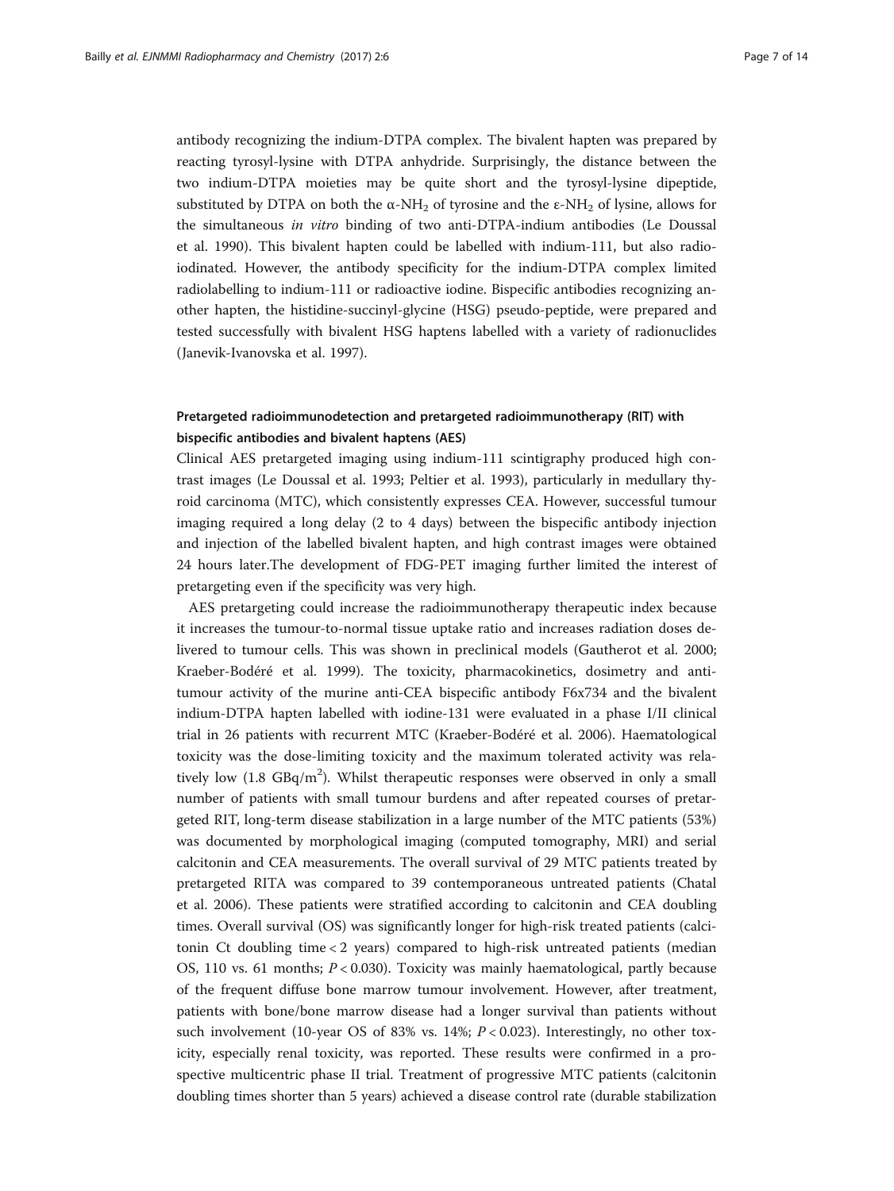antibody recognizing the indium-DTPA complex. The bivalent hapten was prepared by reacting tyrosyl-lysine with DTPA anhydride. Surprisingly, the distance between the two indium-DTPA moieties may be quite short and the tyrosyl-lysine dipeptide, substituted by DTPA on both the α-$NH_2$ of tyrosine and the ε-$NH_2$ of lysine, allows for the simultaneous *in vitro* binding of two anti-DTPA-indium antibodies (Le Doussal et al. 1990). This bivalent hapten could be labelled with indium-111, but also radioiodinated. However, the antibody specificity for the indium-DTPA complex limited radiolabelling to indium-111 or radioactive iodine. Bispecific antibodies recognizing another hapten, the histidine-succinyl-glycine (HSG) pseudo-peptide, were prepared and tested successfully with bivalent HSG haptens labelled with a variety of radionuclides (Janevik-Ivanovska et al. 1997).

### Pretargeted radioimmunodetection and pretargeted radioimmunotherapy (RIT) with bispecific antibodies and bivalent haptens (AES)

Clinical AES pretargeted imaging using indium-111 scintigraphy produced high contrast images (Le Doussal et al. 1993; Peltier et al. 1993), particularly in medullary thyroid carcinoma (MTC), which consistently expresses CEA. However, successful tumour imaging required a long delay (2 to 4 days) between the bispecific antibody injection and injection of the labelled bivalent hapten, and high contrast images were obtained 24 hours later.The development of FDG-PET imaging further limited the interest of pretargeting even if the specificity was very high.

AES pretargeting could increase the radioimmunotherapy therapeutic index because it increases the tumour-to-normal tissue uptake ratio and increases radiation doses delivered to tumour cells. This was shown in preclinical models (Gautherot et al. 2000; Kraeber-Bodéré et al. 1999). The toxicity, pharmacokinetics, dosimetry and antitumour activity of the murine anti-CEA bispecific antibody F6x734 and the bivalent indium-DTPA hapten labelled with iodine-131 were evaluated in a phase I/II clinical trial in 26 patients with recurrent MTC (Kraeber-Bodéré et al. 2006). Haematological toxicity was the dose-limiting toxicity and the maximum tolerated activity was relatively low (1.8 $GBq/m^2$). Whilst therapeutic responses were observed in only a small number of patients with small tumour burdens and after repeated courses of pretargeted RIT, long-term disease stabilization in a large number of the MTC patients (53%) was documented by morphological imaging (computed tomography, MRI) and serial calcitonin and CEA measurements. The overall survival of 29 MTC patients treated by pretargeted RITA was compared to 39 contemporaneous untreated patients (Chatal et al. 2006). These patients were stratified according to calcitonin and CEA doubling times. Overall survival (OS) was significantly longer for high-risk treated patients (calcitonin Ct doubling time < 2 years) compared to high-risk untreated patients (median OS, 110 vs. 61 months; $P < 0.030$). Toxicity was mainly haematological, partly because of the frequent diffuse bone marrow tumour involvement. However, after treatment, patients with bone/bone marrow disease had a longer survival than patients without such involvement (10-year OS of 83% vs. 14%; $P < 0.023$). Interestingly, no other toxicity, especially renal toxicity, was reported. These results were confirmed in a prospective multicentric phase II trial. Treatment of progressive MTC patients (calcitonin doubling times shorter than 5 years) achieved a disease control rate (durable stabilization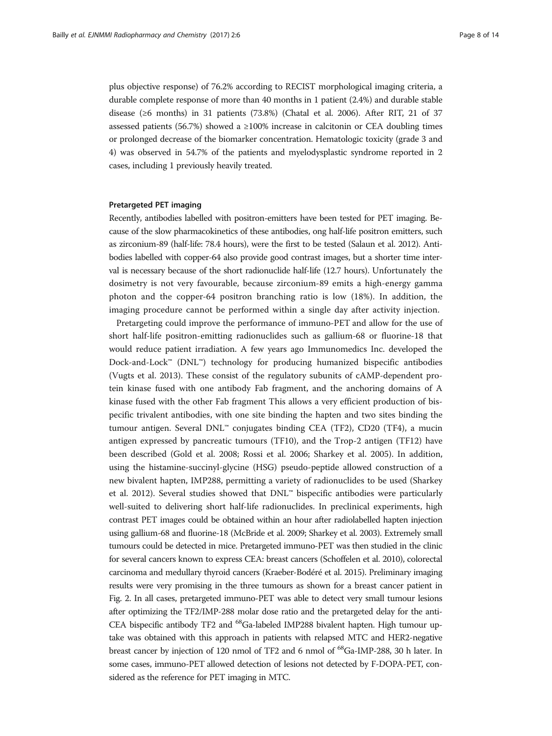plus objective response) of 76.2% according to RECIST morphological imaging criteria, a durable complete response of more than 40 months in 1 patient (2.4%) and durable stable disease (≥6 months) in 31 patients (73.8%) (Chatal et al. 2006). After RIT, 21 of 37 assessed patients (56.7%) showed a ≥100% increase in calcitonin or CEA doubling times or prolonged decrease of the biomarker concentration. Hematologic toxicity (grade 3 and 4) was observed in 54.7% of the patients and myelodysplastic syndrome reported in 2 cases, including 1 previously heavily treated.

### Pretargeted PET imaging

Recently, antibodies labelled with positron-emitters have been tested for PET imaging. Because of the slow pharmacokinetics of these antibodies, ong half-life positron emitters, such as zirconium-89 (half-life: 78.4 hours), were the first to be tested (Salaun et al. 2012). Antibodies labelled with copper-64 also provide good contrast images, but a shorter time interval is necessary because of the short radionuclide half-life (12.7 hours). Unfortunately the dosimetry is not very favourable, because zirconium-89 emits a high-energy gamma photon and the copper-64 positron branching ratio is low (18%). In addition, the imaging procedure cannot be performed within a single day after activity injection.

Pretargeting could improve the performance of immuno-PET and allow for the use of short half-life positron-emitting radionuclides such as gallium-68 or fluorine-18 that would reduce patient irradiation. A few years ago Immunomedics Inc. developed the Dock-and-Lock™ (DNL™) technology for producing humanized bispecific antibodies (Vugts et al. 2013). These consist of the regulatory subunits of cAMP-dependent protein kinase fused with one antibody Fab fragment, and the anchoring domains of A kinase fused with the other Fab fragment This allows a very efficient production of bispecific trivalent antibodies, with one site binding the hapten and two sites binding the tumour antigen. Several DNL™ conjugates binding CEA (TF2), CD20 (TF4), a mucin antigen expressed by pancreatic tumours (TF10), and the Trop-2 antigen (TF12) have been described (Gold et al. 2008; Rossi et al. 2006; Sharkey et al. 2005). In addition, using the histamine-succinyl-glycine (HSG) pseudo-peptide allowed construction of a new bivalent hapten, IMP288, permitting a variety of radionuclides to be used (Sharkey et al. 2012). Several studies showed that DNL™ bispecific antibodies were particularly well-suited to delivering short half-life radionuclides. In preclinical experiments, high contrast PET images could be obtained within an hour after radiolabelled hapten injection using gallium-68 and fluorine-18 (McBride et al. 2009; Sharkey et al. 2003). Extremely small tumours could be detected in mice. Pretargeted immuno-PET was then studied in the clinic for several cancers known to express CEA: breast cancers (Schoffelen et al. 2010), colorectal carcinoma and medullary thyroid cancers (Kraeber-Bodéré et al. 2015). Preliminary imaging results were very promising in the three tumours as shown for a breast cancer patient in Fig. 2. In all cases, pretargeted immuno-PET was able to detect very small tumour lesions after optimizing the TF2/IMP-288 molar dose ratio and the pretargeted delay for the anti-CEA bispecific antibody TF2 and $^{68}$Ga-labeled IMP288 bivalent hapten. High tumour uptake was obtained with this approach in patients with relapsed MTC and HER2-negative breast cancer by injection of 120 nmol of TF2 and 6 nmol of $^{68}$Ga-IMP-288, 30 h later. In some cases, immuno-PET allowed detection of lesions not detected by F-DOPA-PET, considered as the reference for PET imaging in MTC.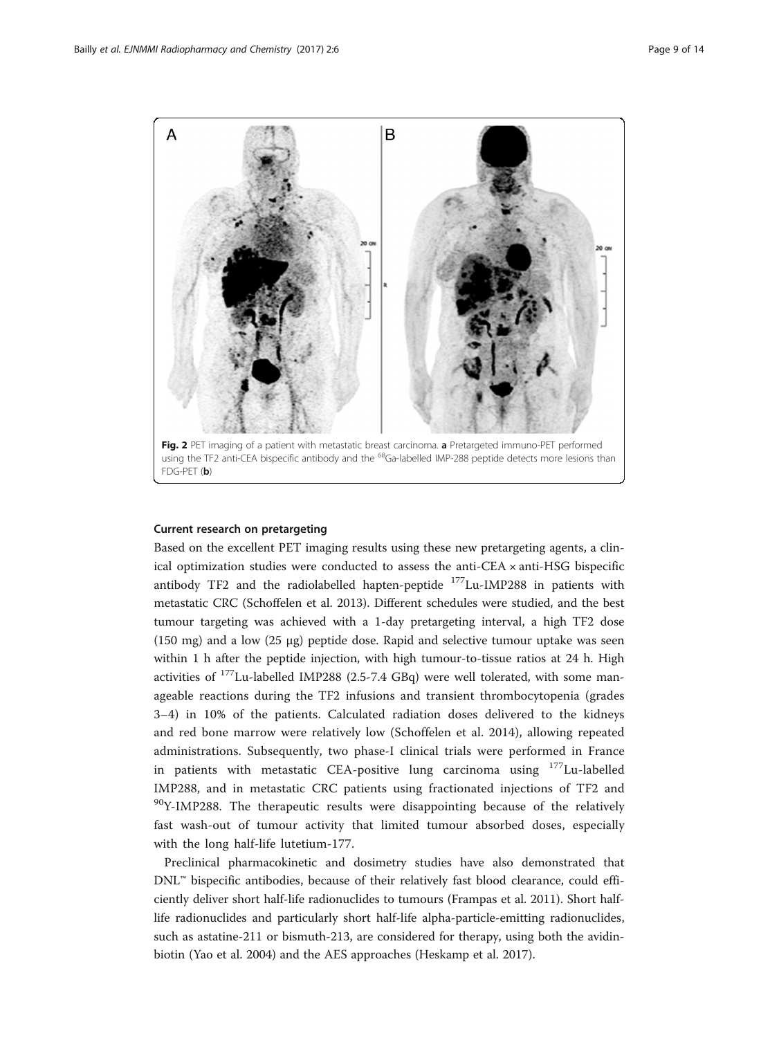Fig. 2 PET imaging of a patient with metastatic breast carcinoma. **a** Pretargeted immuno-PET performed using the TF2 anti-CEA bispecific antibody and the $^{68}$Ga-labelled IMP-288 peptide detects more lesions than FDG-PET (**b**)

### Current research on pretargeting

Based on the excellent PET imaging results using these new pretargeting agents, a clinical optimization studies were conducted to assess the anti-CEA × anti-HSG bispecific antibody TF2 and the radiolabelled hapten-peptide $^{177}$Lu-IMP288 in patients with metastatic CRC (Schoffelen et al. 2013). Different schedules were studied, and the best tumour targeting was achieved with a 1-day pretargeting interval, a high TF2 dose (150 mg) and a low (25 μg) peptide dose. Rapid and selective tumour uptake was seen within 1 h after the peptide injection, with high tumour-to-tissue ratios at 24 h. High activities of $^{177}$Lu-labelled IMP288 (2.5-7.4 GBq) were well tolerated, with some manageable reactions during the TF2 infusions and transient thrombocytopenia (grades 3–4) in 10% of the patients. Calculated radiation doses delivered to the kidneys and red bone marrow were relatively low (Schoffelen et al. 2014), allowing repeated administrations. Subsequently, two phase-I clinical trials were performed in France in patients with metastatic CEA-positive lung carcinoma using $^{177}$Lu-labelled IMP288, and in metastatic CRC patients using fractionated injections of TF2 and $^{90}$Y-IMP288. The therapeutic results were disappointing because of the relatively fast wash-out of tumour activity that limited tumour absorbed doses, especially with the long half-life lutetium-177.

Preclinical pharmacokinetic and dosimetry studies have also demonstrated that DNL™ bispecific antibodies, because of their relatively fast blood clearance, could efficiently deliver short half-life radionuclides to tumours (Frampas et al. 2011). Short half-life radionuclides and particularly short half-life alpha-particle-emitting radionuclides, such as astatine-211 or bismuth-213, are considered for therapy, using both the avidin-biotin (Yao et al. 2004) and the AES approaches (Heskamp et al. 2017).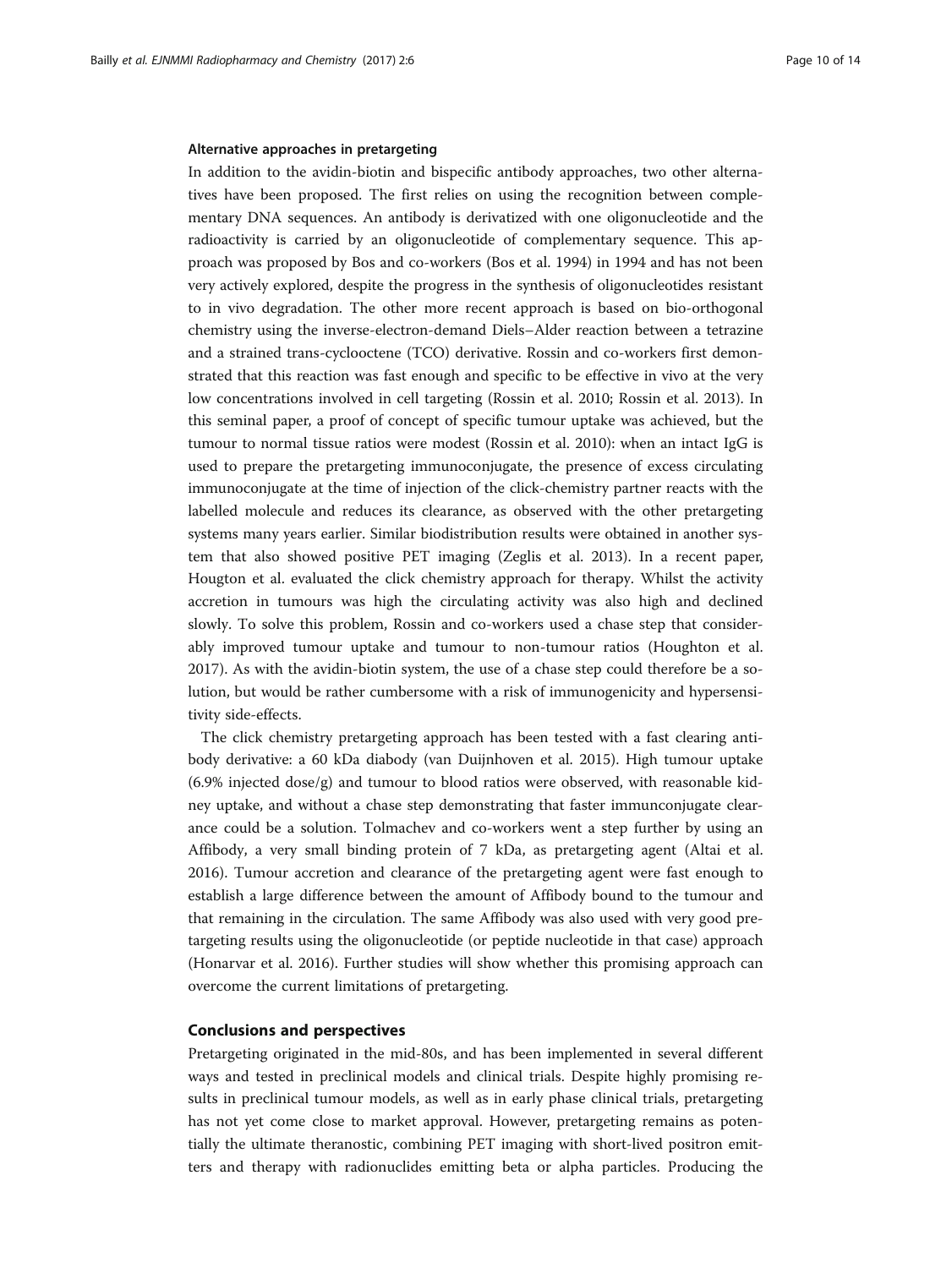### Alternative approaches in pretargeting

In addition to the avidin-biotin and bispecific antibody approaches, two other alternatives have been proposed. The first relies on using the recognition between complementary DNA sequences. An antibody is derivatized with one oligonucleotide and the radioactivity is carried by an oligonucleotide of complementary sequence. This approach was proposed by Bos and co-workers (Bos et al. 1994) in 1994 and has not been very actively explored, despite the progress in the synthesis of oligonucleotides resistant to in vivo degradation. The other more recent approach is based on bio-orthogonal chemistry using the inverse-electron-demand Diels–Alder reaction between a tetrazine and a strained trans-cyclooctene (TCO) derivative. Rossin and co-workers first demonstrated that this reaction was fast enough and specific to be effective in vivo at the very low concentrations involved in cell targeting (Rossin et al. 2010; Rossin et al. 2013). In this seminal paper, a proof of concept of specific tumour uptake was achieved, but the tumour to normal tissue ratios were modest (Rossin et al. 2010): when an intact IgG is used to prepare the pretargeting immunoconjugate, the presence of excess circulating immunoconjugate at the time of injection of the click-chemistry partner reacts with the labelled molecule and reduces its clearance, as observed with the other pretargeting systems many years earlier. Similar biodistribution results were obtained in another system that also showed positive PET imaging (Zeglis et al. 2013). In a recent paper, Hougton et al. evaluated the click chemistry approach for therapy. Whilst the activity accretion in tumours was high the circulating activity was also high and declined slowly. To solve this problem, Rossin and co-workers used a chase step that considerably improved tumour uptake and tumour to non-tumour ratios (Houghton et al. 2017). As with the avidin-biotin system, the use of a chase step could therefore be a solution, but would be rather cumbersome with a risk of immunogenicity and hypersensitivity side-effects.

The click chemistry pretargeting approach has been tested with a fast clearing antibody derivative: a 60 kDa diabody (van Duijnhoven et al. 2015). High tumour uptake (6.9% injected dose/g) and tumour to blood ratios were observed, with reasonable kidney uptake, and without a chase step demonstrating that faster immunconjugate clearance could be a solution. Tolmachev and co-workers went a step further by using an Affibody, a very small binding protein of 7 kDa, as pretargeting agent (Altai et al. 2016). Tumour accretion and clearance of the pretargeting agent were fast enough to establish a large difference between the amount of Affibody bound to the tumour and that remaining in the circulation. The same Affibody was also used with very good pretargeting results using the oligonucleotide (or peptide nucleotide in that case) approach (Honarvar et al. 2016). Further studies will show whether this promising approach can overcome the current limitations of pretargeting.

## Conclusions and perspectives

Pretargeting originated in the mid-80s, and has been implemented in several different ways and tested in preclinical models and clinical trials. Despite highly promising results in preclinical tumour models, as well as in early phase clinical trials, pretargeting has not yet come close to market approval. However, pretargeting remains as potentially the ultimate theranostic, combining PET imaging with short-lived positron emitters and therapy with radionuclides emitting beta or alpha particles. Producing the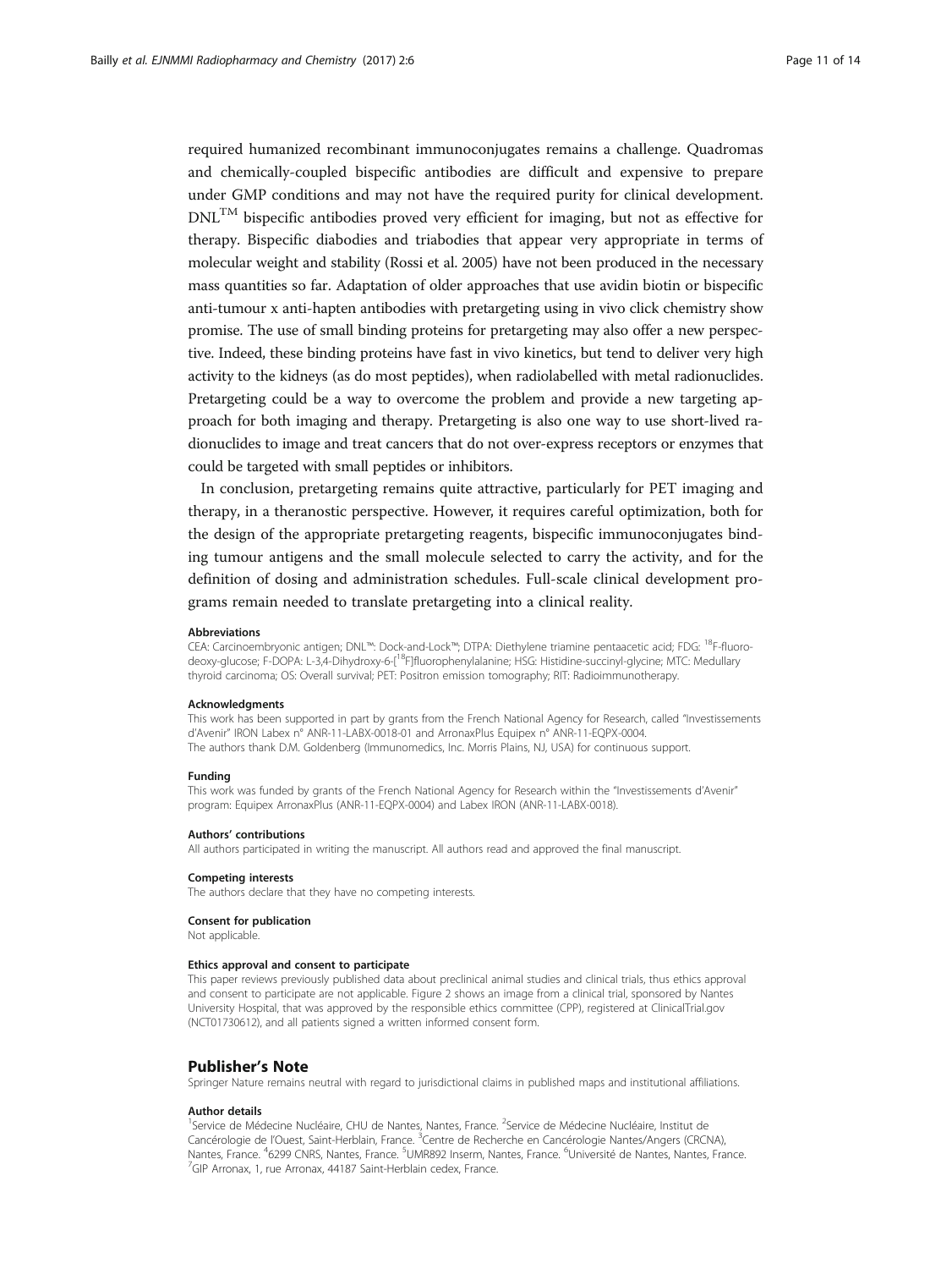required humanized recombinant immunoconjugates remains a challenge. Quadromas and chemically-coupled bispecific antibodies are difficult and expensive to prepare under GMP conditions and may not have the required purity for clinical development. DNL™ bispecific antibodies proved very efficient for imaging, but not as effective for therapy. Bispecific diabodies and triabodies that appear very appropriate in terms of molecular weight and stability (Rossi et al. 2005) have not been produced in the necessary mass quantities so far. Adaptation of older approaches that use avidin biotin or bispecific anti-tumour x anti-hapten antibodies with pretargeting using in vivo click chemistry show promise. The use of small binding proteins for pretargeting may also offer a new perspective. Indeed, these binding proteins have fast in vivo kinetics, but tend to deliver very high activity to the kidneys (as do most peptides), when radiolabelled with metal radionuclides. Pretargeting could be a way to overcome the problem and provide a new targeting approach for both imaging and therapy. Pretargeting is also one way to use short-lived radionuclides to image and treat cancers that do not over-express receptors or enzymes that could be targeted with small peptides or inhibitors.

In conclusion, pretargeting remains quite attractive, particularly for PET imaging and therapy, in a theranostic perspective. However, it requires careful optimization, both for the design of the appropriate pretargeting reagents, bispecific immunoconjugates binding tumour antigens and the small molecule selected to carry the activity, and for the definition of dosing and administration schedules. Full-scale clinical development programs remain needed to translate pretargeting into a clinical reality.

#### Abbreviations

CEA: Carcinoembryonic antigen; DNL™: Dock-and-Lock™; DTPA: Diethylene triamine pentaacetic acid; FDG: $^{18}$F-fluorodeoxy-glucose; F-DOPA: L-3,4-Dihydroxy-6-[$^{18}$F]fluorophenylalanine; HSG: Histidine-succinyl-glycine; MTC: Medullary thyroid carcinoma; OS: Overall survival; PET: Positron emission tomography; RIT: Radioimmunotherapy.

#### Acknowledgments

This work has been supported in part by grants from the French National Agency for Research, called "Investissements d'Avenir" IRON Labex n° ANR-11-LABX-0018-01 and ArronaxPlus Equipex n° ANR-11-EQPX-0004.
The authors thank D.M. Goldenberg (Immunomedics, Inc. Morris Plains, NJ, USA) for continuous support.

#### Funding

This work was funded by grants of the French National Agency for Research within the "Investissements d'Avenir" program: Equipex ArronaxPlus (ANR-11-EQPX-0004) and Labex IRON (ANR-11-LABX-0018).

#### Authors' contributions

All authors participated in writing the manuscript. All authors read and approved the final manuscript.

#### Competing interests

The authors declare that they have no competing interests.

#### Consent for publication

Not applicable.

#### Ethics approval and consent to participate

This paper reviews previously published data about preclinical animal studies and clinical trials, thus ethics approval and consent to participate are not applicable. Figure 2 shows an image from a clinical trial, sponsored by Nantes University Hospital, that was approved by the responsible ethics committee (CPP), registered at ClinicalTrial.gov (NCT01730612), and all patients signed a written informed consent form.

## Publisher's Note

Springer Nature remains neutral with regard to jurisdictional claims in published maps and institutional affiliations.

#### Author details

[1]Service de Médecine Nucléaire, CHU de Nantes, Nantes, France. [2]Service de Médecine Nucléaire, Institut de Cancérologie de l'Ouest, Saint-Herblain, France. [3]Centre de Recherche en Cancérologie Nantes/Angers (CRCNA), Nantes, France. [4]6299 CNRS, Nantes, France. [5]UMR892 Inserm, Nantes, France. [6]Université de Nantes, Nantes, France. [7]GIP Arronax, 1, rue Arronax, 44187 Saint-Herblain cedex, France.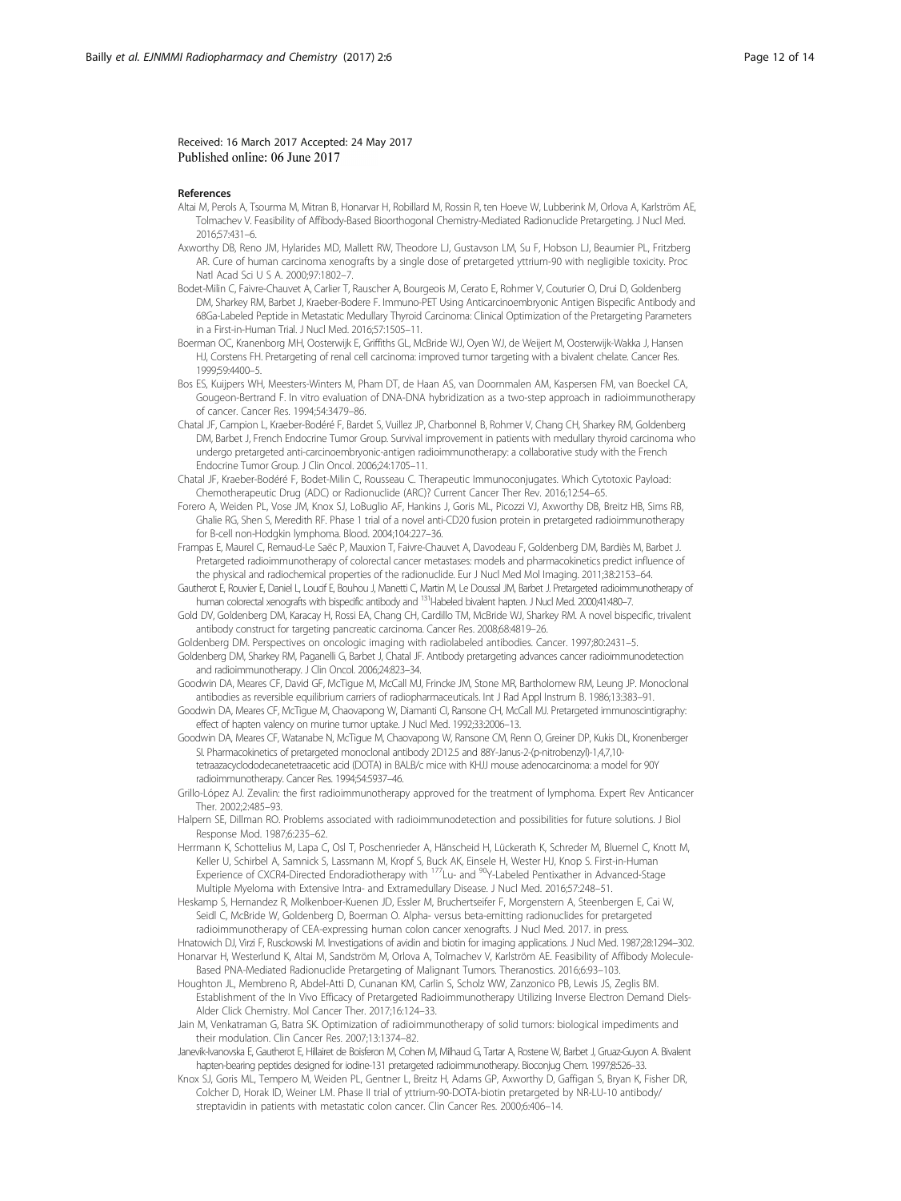Received: 16 March 2017 Accepted: 24 May 2017
Published online: 06 June 2017

## References

Altai M, Perols A, Tsourma M, Mitran B, Honarvar H, Robillard M, Rossin R, ten Hoeve W, Lubberink M, Orlova A, Karlström AE, Tolmachev V. Feasibility of Affibody-Based Bioorthogonal Chemistry-Mediated Radionuclide Pretargeting. J Nucl Med. 2016;57:431–6.

Axworthy DB, Reno JM, Hylarides MD, Mallett RW, Theodore LJ, Gustavson LM, Su F, Hobson LJ, Beaumier PL, Fritzberg AR. Cure of human carcinoma xenografts by a single dose of pretargeted yttrium-90 with negligible toxicity. Proc Natl Acad Sci U S A. 2000;97:1802–7.

Bodet-Milin C, Faivre-Chauvet A, Carlier T, Rauscher A, Bourgeois M, Cerato E, Rohmer V, Couturier O, Drui D, Goldenberg DM, Sharkey RM, Barbet J, Kraeber-Bodere F. Immuno-PET Using Anticarcinoembryonic Antigen Bispecific Antibody and 68Ga-Labeled Peptide in Metastatic Medullary Thyroid Carcinoma: Clinical Optimization of the Pretargeting Parameters in a First-in-Human Trial. J Nucl Med. 2016;57:1505–11.

Boerman OC, Kranenborg MH, Oosterwijk E, Griffiths GL, McBride WJ, Oyen WJ, de Weijert M, Oosterwijk-Wakka J, Hansen HJ, Corstens FH. Pretargeting of renal cell carcinoma: improved tumor targeting with a bivalent chelate. Cancer Res. 1999;59:4400–5.

Bos ES, Kuijpers WH, Meesters-Winters M, Pham DT, de Haan AS, van Doornmalen AM, Kaspersen FM, van Boeckel CA, Gougeon-Bertrand F. In vitro evaluation of DNA-DNA hybridization as a two-step approach in radioimmunotherapy of cancer. Cancer Res. 1994;54:3479–86.

Chatal JF, Campion L, Kraeber-Bodéré F, Bardet S, Vuillez JP, Charbonnel B, Rohmer V, Chang CH, Sharkey RM, Goldenberg DM, Barbet J, French Endocrine Tumor Group. Survival improvement in patients with medullary thyroid carcinoma who undergo pretargeted anti-carcinoembryonic-antigen radioimmunotherapy: a collaborative study with the French Endocrine Tumor Group. J Clin Oncol. 2006;24:1705–11.

Chatal JF, Kraeber-Bodéré F, Bodet-Milin C, Rousseau C. Therapeutic Immunoconjugates. Which Cytotoxic Payload: Chemotherapeutic Drug (ADC) or Radionuclide (ARC)? Current Cancer Ther Rev. 2016;12:54–65.

Forero A, Weiden PL, Vose JM, Knox SJ, LoBuglio AF, Hankins J, Goris ML, Picozzi VJ, Axworthy DB, Breitz HB, Sims RB, Ghalie RG, Shen S, Meredith RF. Phase 1 trial of a novel anti-CD20 fusion protein in pretargeted radioimmunotherapy for B-cell non-Hodgkin lymphoma. Blood. 2004;104:227–36.

Frampas E, Maurel C, Remaud-Le Saëc P, Mauxion T, Faivre-Chauvet A, Davodeau F, Goldenberg DM, Bardiès M, Barbet J. Pretargeted radioimmunotherapy of colorectal cancer metastases: models and pharmacokinetics predict influence of the physical and radiochemical properties of the radionuclide. Eur J Nucl Med Mol Imaging. 2011;38:2153–64.

Gautherot E, Rouvier E, Daniel L, Loucif E, Bouhou J, Manetti C, Martin M, Le Doussal JM, Barbet J. Pretargeted radioimmunotherapy of human colorectal xenografts with bispecific antibody and $^{131}$I-labeled bivalent hapten. J Nucl Med. 2000;41:480–7.

Gold DV, Goldenberg DM, Karacay H, Rossi EA, Chang CH, Cardillo TM, McBride WJ, Sharkey RM. A novel bispecific, trivalent antibody construct for targeting pancreatic carcinoma. Cancer Res. 2008;68:4819–26.

Goldenberg DM. Perspectives on oncologic imaging with radiolabeled antibodies. Cancer. 1997;80:2431–5.

Goldenberg DM, Sharkey RM, Paganelli G, Barbet J, Chatal JF. Antibody pretargeting advances cancer radioimmunodetection and radioimmunotherapy. J Clin Oncol. 2006;24:823–34.

Goodwin DA, Meares CF, David GF, McTigue M, McCall MJ, Frincke JM, Stone MR, Bartholomew RM, Leung JP. Monoclonal antibodies as reversible equilibrium carriers of radiopharmaceuticals. Int J Rad Appl Instrum B. 1986;13:383–91.

Goodwin DA, Meares CF, McTigue M, Chaovapong W, Diamanti CI, Ransone CH, McCall MJ. Pretargeted immunoscintigraphy: effect of hapten valency on murine tumor uptake. J Nucl Med. 1992;33:2006–13.

Goodwin DA, Meares CF, Watanabe N, McTigue M, Chaovapong W, Ransone CM, Renn O, Greiner DP, Kukis DL, Kronenberger SI. Pharmacokinetics of pretargeted monoclonal antibody 2D12.5 and 88Y-Janus-2-(p-nitrobenzyl)-1,4,7,10-tetraazacyclododecanetetraacetic acid (DOTA) in BALB/c mice with KHJJ mouse adenocarcinoma: a model for 90Y radioimmunotherapy. Cancer Res. 1994;54:5937–46.

Grillo-López AJ. Zevalin: the first radioimmunotherapy approved for the treatment of lymphoma. Expert Rev Anticancer Ther. 2002;2:485–93.

Halpern SE, Dillman RO. Problems associated with radioimmunodetection and possibilities for future solutions. J Biol Response Mod. 1987;6:235–62.

Herrmann K, Schottelius M, Lapa C, Osl T, Poschenrieder A, Hänscheid H, Lückerath K, Schreder M, Bluemel C, Knott M, Keller U, Schirbel A, Samnick S, Lassmann M, Kropf S, Buck AK, Einsele H, Wester HJ, Knop S. First-in-Human Experience of CXCR4-Directed Endoradiotherapy with $^{177}$Lu- and $^{90}$Y-Labeled Pentixather in Advanced-Stage Multiple Myeloma with Extensive Intra- and Extramedullary Disease. J Nucl Med. 2016;57:248–51.

Heskamp S, Hernandez R, Molkenboer-Kuenen JD, Essler M, Bruchertseifer F, Morgenstern A, Steenbergen E, Cai W, Seidl C, McBride W, Goldenberg D, Boerman O. Alpha- versus beta-emitting radionuclides for pretargeted radioimmunotherapy of CEA-expressing human colon cancer xenografts. J Nucl Med. 2017. in press.

Hnatowich DJ, Virzi F, Rusckowski M. Investigations of avidin and biotin for imaging applications. J Nucl Med. 1987;28:1294–302.

Honarvar H, Westerlund K, Altai M, Sandström M, Orlova A, Tolmachev V, Karlström AE. Feasibility of Affibody Molecule-Based PNA-Mediated Radionuclide Pretargeting of Malignant Tumors. Theranostics. 2016;6:93–103.

Houghton JL, Membreno R, Abdel-Atti D, Cunanan KM, Carlin S, Scholz WW, Zanzonico PB, Lewis JS, Zeglis BM. Establishment of the In Vivo Efficacy of Pretargeted Radioimmunotherapy Utilizing Inverse Electron Demand Diels-Alder Click Chemistry. Mol Cancer Ther. 2017;16:124–33.

Jain M, Venkatraman G, Batra SK. Optimization of radioimmunotherapy of solid tumors: biological impediments and their modulation. Clin Cancer Res. 2007;13:1374–82.

Janevik-Ivanovska E, Gautherot E, Hillairet de Boisferon M, Cohen M, Milhaud G, Tartar A, Rostene W, Barbet J, Gruaz-Guyon A. Bivalent hapten-bearing peptides designed for iodine-131 pretargeted radioimmunotherapy. Bioconjug Chem. 1997;8:526–33.

Knox SJ, Goris ML, Tempero M, Weiden PL, Gentner L, Breitz H, Adams GP, Axworthy D, Gaffigan S, Bryan K, Fisher DR, Colcher D, Horak ID, Weiner LM. Phase II trial of yttrium-90-DOTA-biotin pretargeted by NR-LU-10 antibody/streptavidin in patients with metastatic colon cancer. Clin Cancer Res. 2000;6:406–14.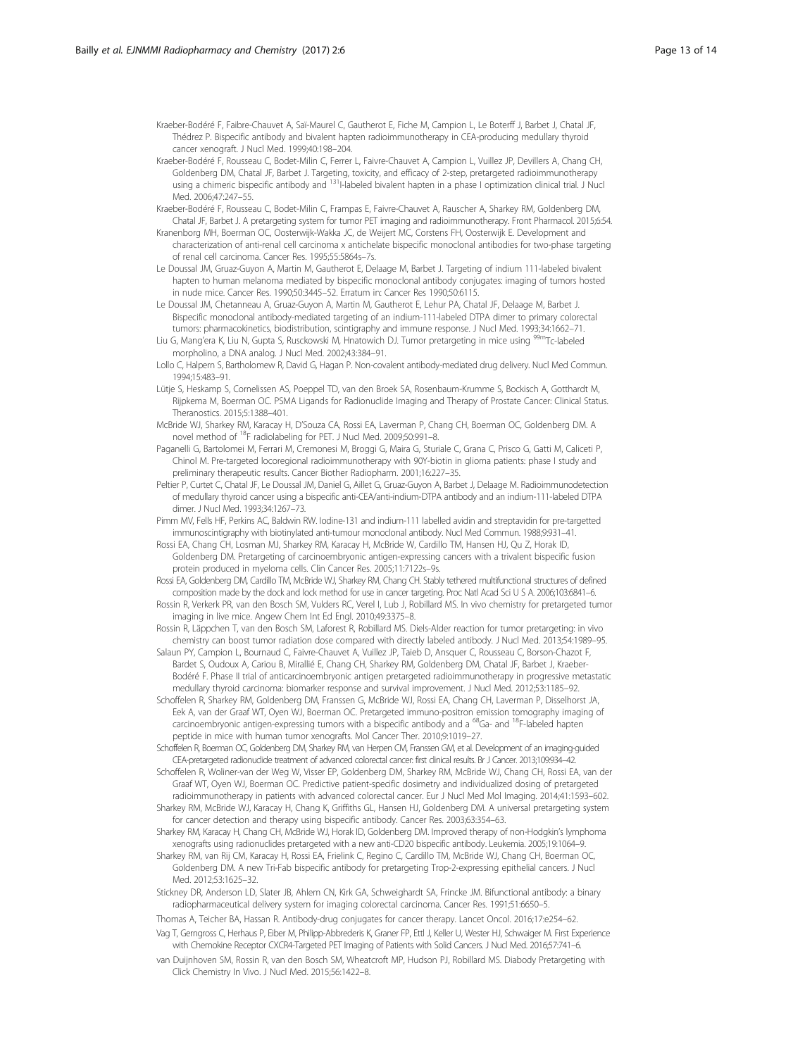Kraeber-Bodéré F, Faibre-Chauvet A, Saï-Maurel C, Gautherot E, Fiche M, Campion L, Le Boterff J, Barbet J, Chatal JF, Thédrez P. Bispecific antibody and bivalent hapten radioimmunotherapy in CEA-producing medullary thyroid cancer xenograft. J Nucl Med. 1999;40:198–204.

Kraeber-Bodéré F, Rousseau C, Bodet-Milin C, Ferrer L, Faivre-Chauvet A, Campion L, Vuillez JP, Devillers A, Chang CH, Goldenberg DM, Chatal JF, Barbet J. Targeting, toxicity, and efficacy of 2-step, pretargeted radioimmunotherapy using a chimeric bispecific antibody and $^{131}$I-labeled bivalent hapten in a phase I optimization clinical trial. J Nucl Med. 2006;47:247–55.

Kraeber-Bodéré F, Rousseau C, Bodet-Milin C, Frampas E, Faivre-Chauvet A, Rauscher A, Sharkey RM, Goldenberg DM, Chatal JF, Barbet J. A pretargeting system for tumor PET imaging and radioimmunotherapy. Front Pharmacol. 2015;6:54.

Kranenborg MH, Boerman OC, Oosterwijk-Wakka JC, de Weijert MC, Corstens FH, Oosterwijk E. Development and characterization of anti-renal cell carcinoma x antichelate bispecific monoclonal antibodies for two-phase targeting of renal cell carcinoma. Cancer Res. 1995;55:5864s–7s.

Le Doussal JM, Gruaz-Guyon A, Martin M, Gautherot E, Delaage M, Barbet J. Targeting of indium 111-labeled bivalent hapten to human melanoma mediated by bispecific monoclonal antibody conjugates: imaging of tumors hosted in nude mice. Cancer Res. 1990;50:3445–52. Erratum in: Cancer Res 1990;50:6115.

Le Doussal JM, Chetanneau A, Gruaz-Guyon A, Martin M, Gautherot E, Lehur PA, Chatal JF, Delaage M, Barbet J. Bispecific monoclonal antibody-mediated targeting of an indium-111-labeled DTPA dimer to primary colorectal tumors: pharmacokinetics, biodistribution, scintigraphy and immune response. J Nucl Med. 1993;34:1662–71.

Liu G, Mang'era K, Liu N, Gupta S, Rusckowski M, Hnatowich DJ. Tumor pretargeting in mice using $^{99m}$Tc-labeled morpholino, a DNA analog. J Nucl Med. 2002;43:384–91.

Lollo C, Halpern S, Bartholomew R, David G, Hagan P. Non-covalent antibody-mediated drug delivery. Nucl Med Commun. 1994;15:483–91.

Lütje S, Heskamp S, Cornelissen AS, Poeppel TD, van den Broek SA, Rosenbaum-Krumme S, Bockisch A, Gotthardt M, Rijpkema M, Boerman OC. PSMA Ligands for Radionuclide Imaging and Therapy of Prostate Cancer: Clinical Status. Theranostics. 2015;5:1388–401.

McBride WJ, Sharkey RM, Karacay H, D'Souza CA, Rossi EA, Laverman P, Chang CH, Boerman OC, Goldenberg DM. A novel method of $^{18}$F radiolabeling for PET. J Nucl Med. 2009;50:991–8.

Paganelli G, Bartolomei M, Ferrari M, Cremonesi M, Broggi G, Maira G, Sturiale C, Grana C, Prisco G, Gatti M, Caliceti P, Chinol M. Pre-targeted locoregional radioimmunotherapy with 90Y-biotin in glioma patients: phase I study and preliminary therapeutic results. Cancer Biother Radiopharm. 2001;16:227–35.

Peltier P, Curtet C, Chatal JF, Le Doussal JM, Daniel G, Aillet G, Gruaz-Guyon A, Barbet J, Delaage M. Radioimmunodetection of medullary thyroid cancer using a bispecific anti-CEA/anti-indium-DTPA antibody and an indium-111-labeled DTPA dimer. J Nucl Med. 1993;34:1267–73.

Pimm MV, Fells HF, Perkins AC, Baldwin RW. Iodine-131 and indium-111 labelled avidin and streptavidin for pre-targetted immunoscintigraphy with biotinylated anti-tumour monoclonal antibody. Nucl Med Commun. 1988;9:931–41.

Rossi EA, Chang CH, Losman MJ, Sharkey RM, Karacay H, McBride W, Cardillo TM, Hansen HJ, Qu Z, Horak ID, Goldenberg DM. Pretargeting of carcinoembryonic antigen-expressing cancers with a trivalent bispecific fusion protein produced in myeloma cells. Clin Cancer Res. 2005;11:7122s–9s.

Rossi EA, Goldenberg DM, Cardillo TM, McBride WJ, Sharkey RM, Chang CH. Stably tethered multifunctional structures of defined composition made by the dock and lock method for use in cancer targeting. Proc Natl Acad Sci U S A. 2006;103:6841–6.

Rossin R, Verkerk PR, van den Bosch SM, Vulders RC, Verel I, Lub J, Robillard MS. In vivo chemistry for pretargeted tumor imaging in live mice. Angew Chem Int Ed Engl. 2010;49:3375–8.

Rossin R, Läppchen T, van den Bosch SM, Laforest R, Robillard MS. Diels-Alder reaction for tumor pretargeting: in vivo chemistry can boost tumor radiation dose compared with directly labeled antibody. J Nucl Med. 2013;54:1989–95.

Salaun PY, Campion L, Bournaud C, Faivre-Chauvet A, Vuillez JP, Taieb D, Ansquer C, Rousseau C, Borson-Chazot F, Bardet S, Oudoux A, Cariou B, Mirallié E, Chang CH, Sharkey RM, Goldenberg DM, Chatal JF, Barbet J, Kraeber-Bodéré F. Phase II trial of anticarcinoembryonic antigen pretargeted radioimmunotherapy in progressive metastatic medullary thyroid carcinoma: biomarker response and survival improvement. J Nucl Med. 2012;53:1185–92.

Schoffelen R, Sharkey RM, Goldenberg DM, Franssen G, McBride WJ, Rossi EA, Chang CH, Laverman P, Disselhorst JA, Eek A, van der Graaf WT, Oyen WJ, Boerman OC. Pretargeted immuno-positron emission tomography imaging of carcinoembryonic antigen-expressing tumors with a bispecific antibody and a $^{68}$Ga- and $^{18}$F-labeled hapten peptide in mice with human tumor xenografts. Mol Cancer Ther. 2010;9:1019–27.

Schoffelen R, Boerman OC, Goldenberg DM, Sharkey RM, van Herpen CM, Franssen GM, et al. Development of an imaging-guided CEA-pretargeted radionuclide treatment of advanced colorectal cancer: first clinical results. Br J Cancer. 2013;109:934–42.

Schoffelen R, Woliner-van der Weg W, Visser EP, Goldenberg DM, Sharkey RM, McBride WJ, Chang CH, Rossi EA, van der Graaf WT, Oyen WJ, Boerman OC. Predictive patient-specific dosimetry and individualized dosing of pretargeted radioimmunotherapy in patients with advanced colorectal cancer. Eur J Nucl Med Mol Imaging. 2014;41:1593–602.

Sharkey RM, McBride WJ, Karacay H, Chang K, Griffiths GL, Hansen HJ, Goldenberg DM. A universal pretargeting system for cancer detection and therapy using bispecific antibody. Cancer Res. 2003;63:354–63.

Sharkey RM, Karacay H, Chang CH, McBride WJ, Horak ID, Goldenberg DM. Improved therapy of non-Hodgkin's lymphoma xenografts using radionuclides pretargeted with a new anti-CD20 bispecific antibody. Leukemia. 2005;19:1064–9.

Sharkey RM, van Rij CM, Karacay H, Rossi EA, Frielink C, Regino C, Cardillo TM, McBride WJ, Chang CH, Boerman OC, Goldenberg DM. A new Tri-Fab bispecific antibody for pretargeting Trop-2-expressing epithelial cancers. J Nucl Med. 2012;53:1625–32.

Stickney DR, Anderson LD, Slater JB, Ahlem CN, Kirk GA, Schweighardt SA, Frincke JM. Bifunctional antibody: a binary radiopharmaceutical delivery system for imaging colorectal carcinoma. Cancer Res. 1991;51:6650–5.

Thomas A, Teicher BA, Hassan R. Antibody-drug conjugates for cancer therapy. Lancet Oncol. 2016;17:e254–62.

Vag T, Gerngross C, Herhaus P, Eiber M, Philipp-Abbrederis K, Graner FP, Ettl J, Keller U, Wester HJ, Schwaiger M. First Experience with Chemokine Receptor CXCR4-Targeted PET Imaging of Patients with Solid Cancers. J Nucl Med. 2016;57:741–6.

van Duijnhoven SM, Rossin R, van den Bosch SM, Wheatcroft MP, Hudson PJ, Robillard MS. Diabody Pretargeting with Click Chemistry In Vivo. J Nucl Med. 2015;56:1422–8.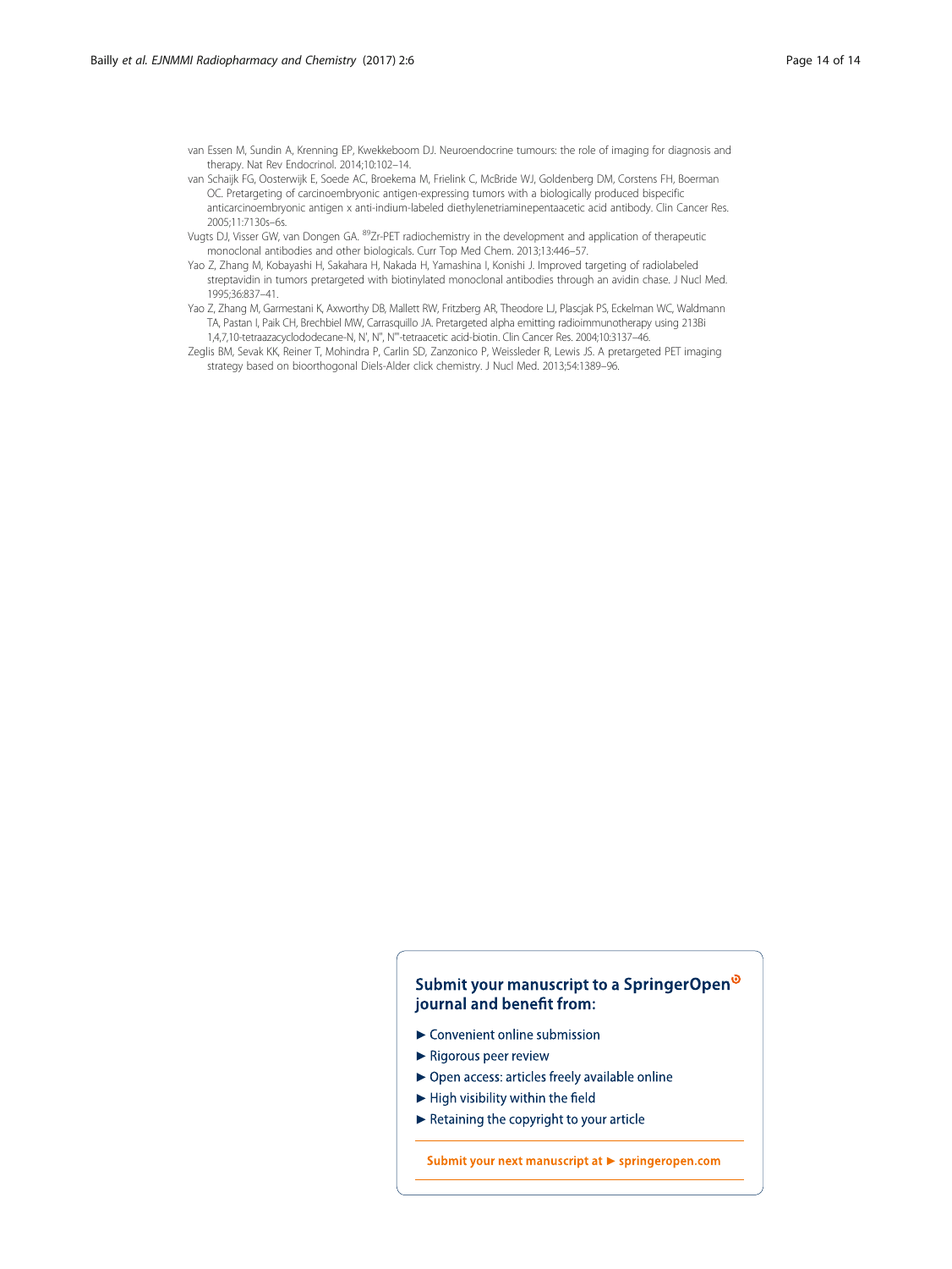van Essen M, Sundin A, Krenning EP, Kwekkeboom DJ. Neuroendocrine tumours: the role of imaging for diagnosis and therapy. Nat Rev Endocrinol. 2014;10:102–14.

van Schaijk FG, Oosterwijk E, Soede AC, Broekema M, Frielink C, McBride WJ, Goldenberg DM, Corstens FH, Boerman OC. Pretargeting of carcinoembryonic antigen-expressing tumors with a biologically produced bispecific anticarcinoembryonic antigen x anti-indium-labeled diethylenetriaminepentaacetic acid antibody. Clin Cancer Res. 2005;11:7130s–6s.

Vugts DJ, Visser GW, van Dongen GA. $^{89}$Zr-PET radiochemistry in the development and application of therapeutic monoclonal antibodies and other biologicals. Curr Top Med Chem. 2013;13:446–57.

Yao Z, Zhang M, Kobayashi H, Sakahara H, Nakada H, Yamashina I, Konishi J. Improved targeting of radiolabeled streptavidin in tumors pretargeted with biotinylated monoclonal antibodies through an avidin chase. J Nucl Med. 1995;36:837–41.

Yao Z, Zhang M, Garmestani K, Axworthy DB, Mallett RW, Fritzberg AR, Theodore LJ, Plascjak PS, Eckelman WC, Waldmann TA, Pastan I, Paik CH, Brechbiel MW, Carrasquillo JA. Pretargeted alpha emitting radioimmunotherapy using 213Bi 1,4,7,10-tetraazacyclododecane-N, N', N'', N'''-tetraacetic acid-biotin. Clin Cancer Res. 2004;10:3137–46.

Zeglis BM, Sevak KK, Reiner T, Mohindra P, Carlin SD, Zanzonico P, Weissleder R, Lewis JS. A pretargeted PET imaging strategy based on bioorthogonal Diels-Alder click chemistry. J Nucl Med. 2013;54:1389–96.

**Submit your manuscript to a SpringerOpen journal and benefit from:**

- ► Convenient online submission
- ► Rigorous peer review
- ► Open access: articles freely available online
- ► High visibility within the field
- ► Retaining the copyright to your article

**Submit your next manuscript at ► springeropen.com**